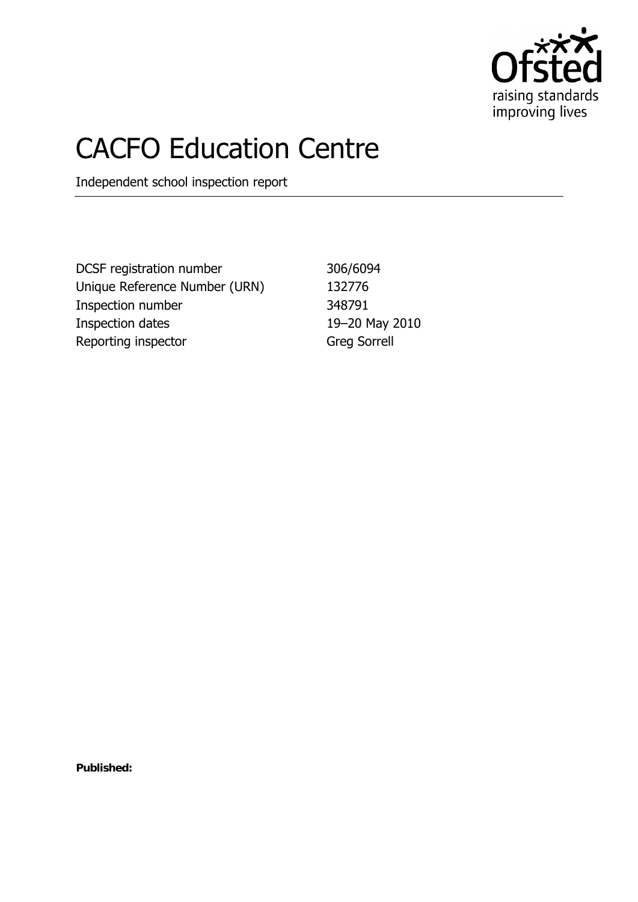Ofsted
raising standards
improving lives

# CACFO Education Centre

Independent school inspection report

| | |
|---|---|
| DCSF registration number | 306/6094 |
| Unique Reference Number (URN) | 132776 |
| Inspection number | 348791 |
| Inspection dates | 19–20 May 2010 |
| Reporting inspector | Greg Sorrell |

**Published:**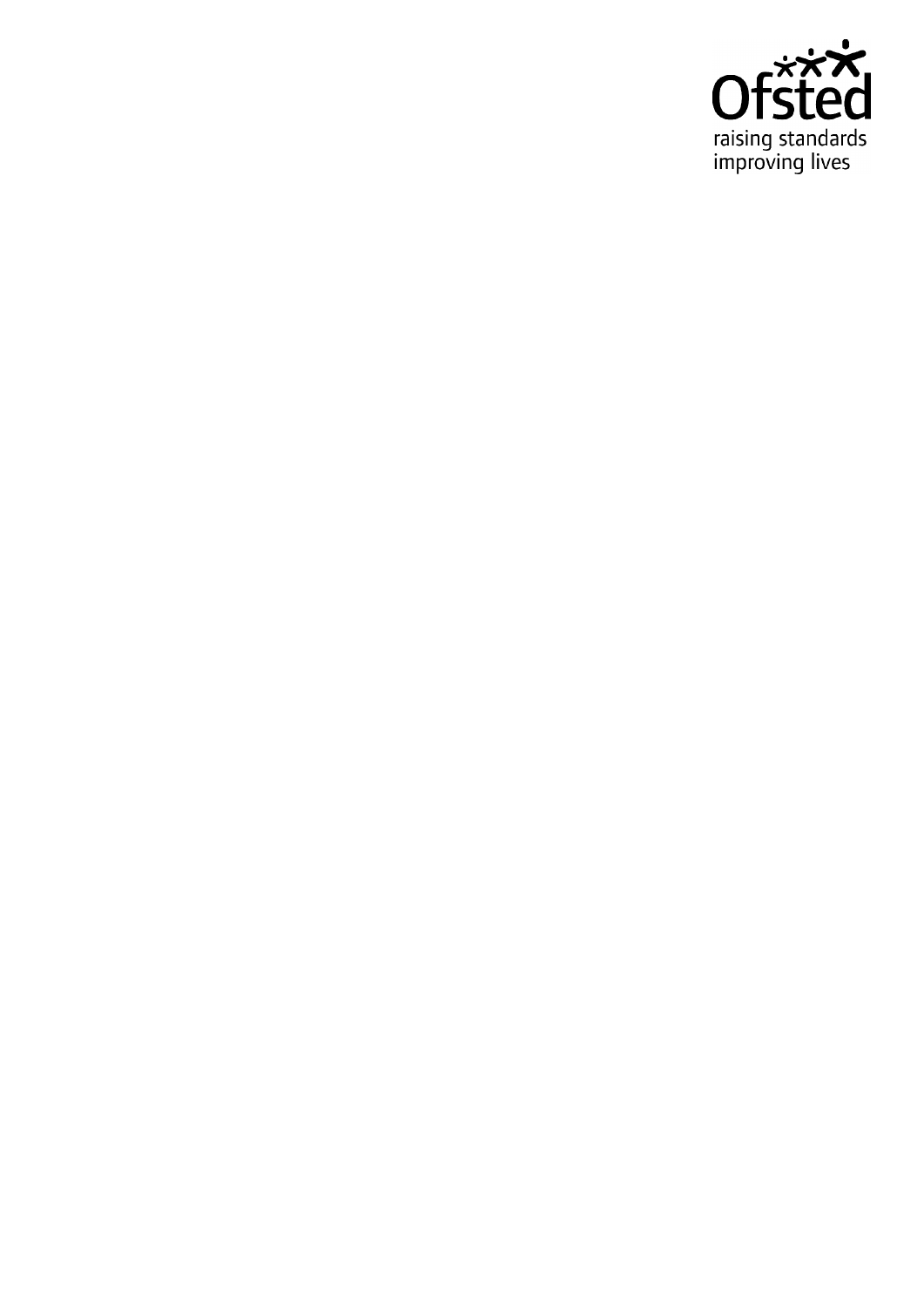Ofsted

raising standards
improving lives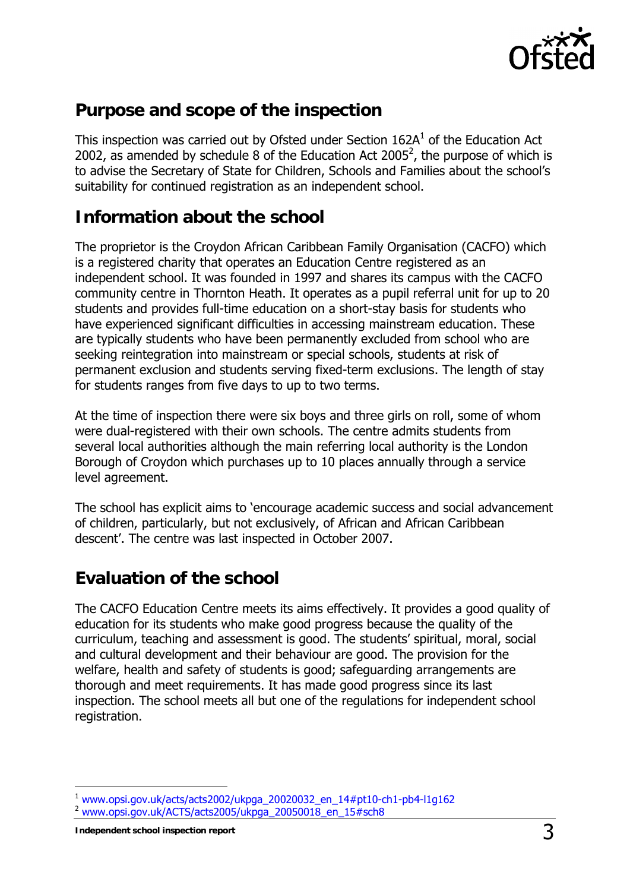## Purpose and scope of the inspection

This inspection was carried out by Ofsted under Section 162A[1] of the Education Act 2002, as amended by schedule 8 of the Education Act 2005[2], the purpose of which is to advise the Secretary of State for Children, Schools and Families about the school's suitability for continued registration as an independent school.

## Information about the school

The proprietor is the Croydon African Caribbean Family Organisation (CACFO) which is a registered charity that operates an Education Centre registered as an independent school. It was founded in 1997 and shares its campus with the CACFO community centre in Thornton Heath. It operates as a pupil referral unit for up to 20 students and provides full-time education on a short-stay basis for students who have experienced significant difficulties in accessing mainstream education. These are typically students who have been permanently excluded from school who are seeking reintegration into mainstream or special schools, students at risk of permanent exclusion and students serving fixed-term exclusions. The length of stay for students ranges from five days to up to two terms.

At the time of inspection there were six boys and three girls on roll, some of whom were dual-registered with their own schools. The centre admits students from several local authorities although the main referring local authority is the London Borough of Croydon which purchases up to 10 places annually through a service level agreement.

The school has explicit aims to 'encourage academic success and social advancement of children, particularly, but not exclusively, of African and African Caribbean descent'. The centre was last inspected in October 2007.

## Evaluation of the school

The CACFO Education Centre meets its aims effectively. It provides a good quality of education for its students who make good progress because the quality of the curriculum, teaching and assessment is good. The students' spiritual, moral, social and cultural development and their behaviour are good. The provision for the welfare, health and safety of students is good; safeguarding arrangements are thorough and meet requirements. It has made good progress since its last inspection. The school meets all but one of the regulations for independent school registration.

[1] www.opsi.gov.uk/acts/acts2002/ukpga_20020032_en_14#pt10-ch1-pb4-l1g162
[2] www.opsi.gov.uk/ACTS/acts2005/ukpga_20050018_en_15#sch8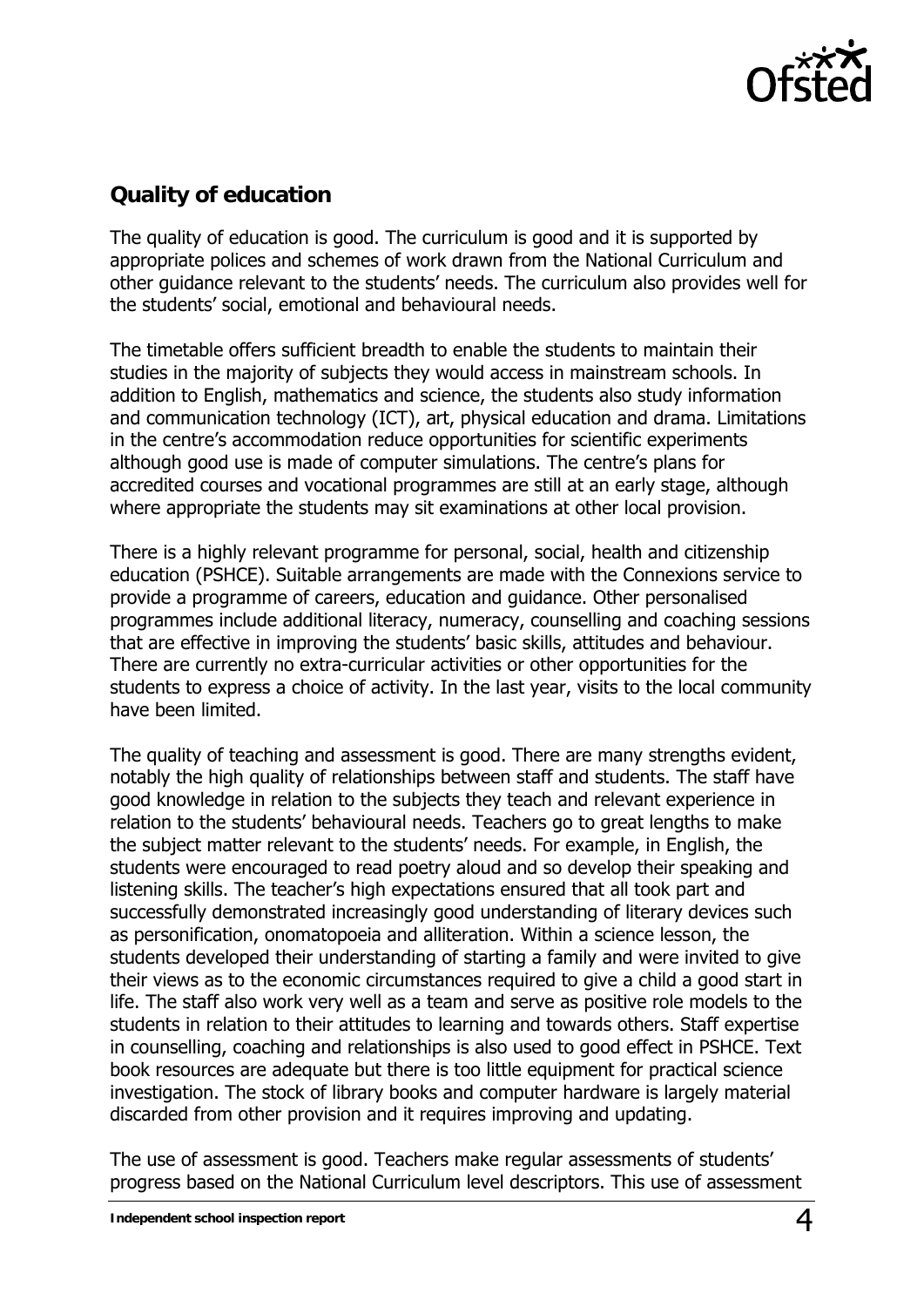## Quality of education

The quality of education is good. The curriculum is good and it is supported by appropriate polices and schemes of work drawn from the National Curriculum and other guidance relevant to the students' needs. The curriculum also provides well for the students' social, emotional and behavioural needs.

The timetable offers sufficient breadth to enable the students to maintain their studies in the majority of subjects they would access in mainstream schools. In addition to English, mathematics and science, the students also study information and communication technology (ICT), art, physical education and drama. Limitations in the centre's accommodation reduce opportunities for scientific experiments although good use is made of computer simulations. The centre's plans for accredited courses and vocational programmes are still at an early stage, although where appropriate the students may sit examinations at other local provision.

There is a highly relevant programme for personal, social, health and citizenship education (PSHCE). Suitable arrangements are made with the Connexions service to provide a programme of careers, education and guidance. Other personalised programmes include additional literacy, numeracy, counselling and coaching sessions that are effective in improving the students' basic skills, attitudes and behaviour. There are currently no extra-curricular activities or other opportunities for the students to express a choice of activity. In the last year, visits to the local community have been limited.

The quality of teaching and assessment is good. There are many strengths evident, notably the high quality of relationships between staff and students. The staff have good knowledge in relation to the subjects they teach and relevant experience in relation to the students' behavioural needs. Teachers go to great lengths to make the subject matter relevant to the students' needs. For example, in English, the students were encouraged to read poetry aloud and so develop their speaking and listening skills. The teacher's high expectations ensured that all took part and successfully demonstrated increasingly good understanding of literary devices such as personification, onomatopoeia and alliteration. Within a science lesson, the students developed their understanding of starting a family and were invited to give their views as to the economic circumstances required to give a child a good start in life. The staff also work very well as a team and serve as positive role models to the students in relation to their attitudes to learning and towards others. Staff expertise in counselling, coaching and relationships is also used to good effect in PSHCE. Text book resources are adequate but there is too little equipment for practical science investigation. The stock of library books and computer hardware is largely material discarded from other provision and it requires improving and updating.

The use of assessment is good. Teachers make regular assessments of students' progress based on the National Curriculum level descriptors. This use of assessment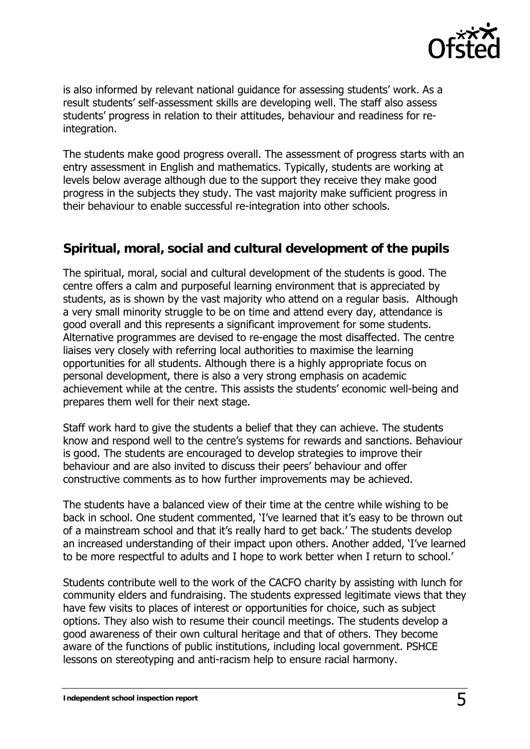is also informed by relevant national guidance for assessing students' work. As a result students' self-assessment skills are developing well. The staff also assess students' progress in relation to their attitudes, behaviour and readiness for re-integration.

The students make good progress overall. The assessment of progress starts with an entry assessment in English and mathematics. Typically, students are working at levels below average although due to the support they receive they make good progress in the subjects they study. The vast majority make sufficient progress in their behaviour to enable successful re-integration into other schools.

## Spiritual, moral, social and cultural development of the pupils

The spiritual, moral, social and cultural development of the students is good. The centre offers a calm and purposeful learning environment that is appreciated by students, as is shown by the vast majority who attend on a regular basis. Although a very small minority struggle to be on time and attend every day, attendance is good overall and this represents a significant improvement for some students. Alternative programmes are devised to re-engage the most disaffected. The centre liaises very closely with referring local authorities to maximise the learning opportunities for all students. Although there is a highly appropriate focus on personal development, there is also a very strong emphasis on academic achievement while at the centre. This assists the students' economic well-being and prepares them well for their next stage.

Staff work hard to give the students a belief that they can achieve. The students know and respond well to the centre's systems for rewards and sanctions. Behaviour is good. The students are encouraged to develop strategies to improve their behaviour and are also invited to discuss their peers' behaviour and offer constructive comments as to how further improvements may be achieved.

The students have a balanced view of their time at the centre while wishing to be back in school. One student commented, 'I've learned that it's easy to be thrown out of a mainstream school and that it's really hard to get back.' The students develop an increased understanding of their impact upon others. Another added, 'I've learned to be more respectful to adults and I hope to work better when I return to school.'

Students contribute well to the work of the CACFO charity by assisting with lunch for community elders and fundraising. The students expressed legitimate views that they have few visits to places of interest or opportunities for choice, such as subject options. They also wish to resume their council meetings. The students develop a good awareness of their own cultural heritage and that of others. They become aware of the functions of public institutions, including local government. PSHCE lessons on stereotyping and anti-racism help to ensure racial harmony.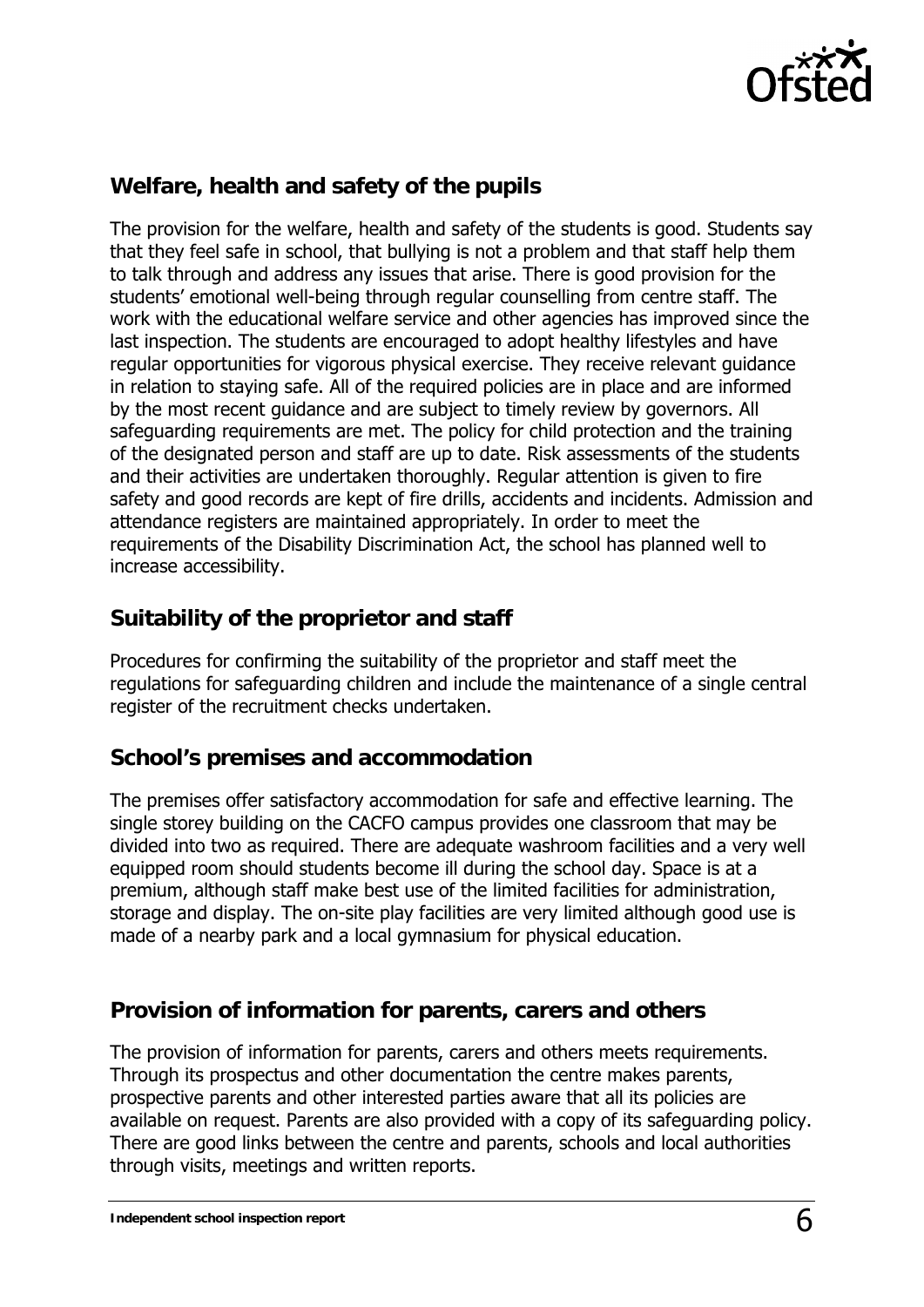## Welfare, health and safety of the pupils

The provision for the welfare, health and safety of the students is good. Students say that they feel safe in school, that bullying is not a problem and that staff help them to talk through and address any issues that arise. There is good provision for the students' emotional well-being through regular counselling from centre staff. The work with the educational welfare service and other agencies has improved since the last inspection. The students are encouraged to adopt healthy lifestyles and have regular opportunities for vigorous physical exercise. They receive relevant guidance in relation to staying safe. All of the required policies are in place and are informed by the most recent guidance and are subject to timely review by governors. All safeguarding requirements are met. The policy for child protection and the training of the designated person and staff are up to date. Risk assessments of the students and their activities are undertaken thoroughly. Regular attention is given to fire safety and good records are kept of fire drills, accidents and incidents. Admission and attendance registers are maintained appropriately. In order to meet the requirements of the Disability Discrimination Act, the school has planned well to increase accessibility.

## Suitability of the proprietor and staff

Procedures for confirming the suitability of the proprietor and staff meet the regulations for safeguarding children and include the maintenance of a single central register of the recruitment checks undertaken.

## School's premises and accommodation

The premises offer satisfactory accommodation for safe and effective learning. The single storey building on the CACFO campus provides one classroom that may be divided into two as required. There are adequate washroom facilities and a very well equipped room should students become ill during the school day. Space is at a premium, although staff make best use of the limited facilities for administration, storage and display. The on-site play facilities are very limited although good use is made of a nearby park and a local gymnasium for physical education.

## Provision of information for parents, carers and others

The provision of information for parents, carers and others meets requirements. Through its prospectus and other documentation the centre makes parents, prospective parents and other interested parties aware that all its policies are available on request. Parents are also provided with a copy of its safeguarding policy. There are good links between the centre and parents, schools and local authorities through visits, meetings and written reports.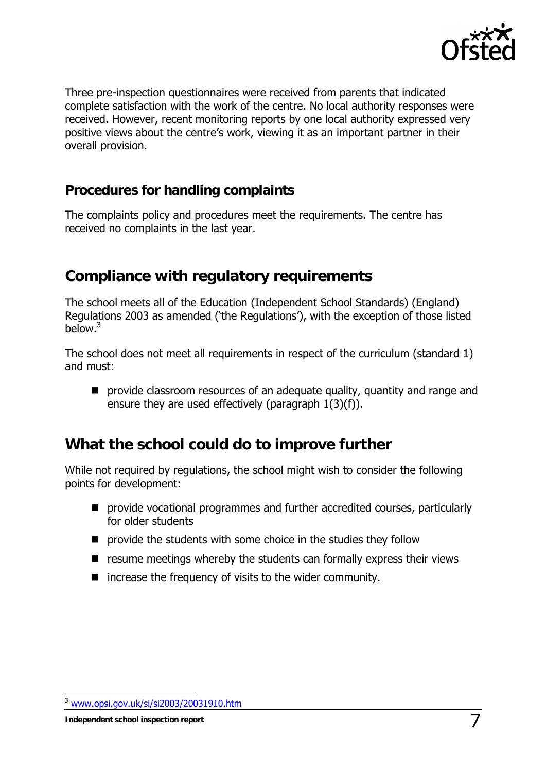Three pre-inspection questionnaires were received from parents that indicated complete satisfaction with the work of the centre. No local authority responses were received. However, recent monitoring reports by one local authority expressed very positive views about the centre's work, viewing it as an important partner in their overall provision.

### Procedures for handling complaints

The complaints policy and procedures meet the requirements. The centre has received no complaints in the last year.

## Compliance with regulatory requirements

The school meets all of the Education (Independent School Standards) (England) Regulations 2003 as amended ('the Regulations'), with the exception of those listed below.[3]

The school does not meet all requirements in respect of the curriculum (standard 1) and must:

- provide classroom resources of an adequate quality, quantity and range and ensure they are used effectively (paragraph 1(3)(f)).

## What the school could do to improve further

While not required by regulations, the school might wish to consider the following points for development:

- provide vocational programmes and further accredited courses, particularly for older students
- provide the students with some choice in the studies they follow
- resume meetings whereby the students can formally express their views
- increase the frequency of visits to the wider community.

[3] www.opsi.gov.uk/si/si2003/20031910.htm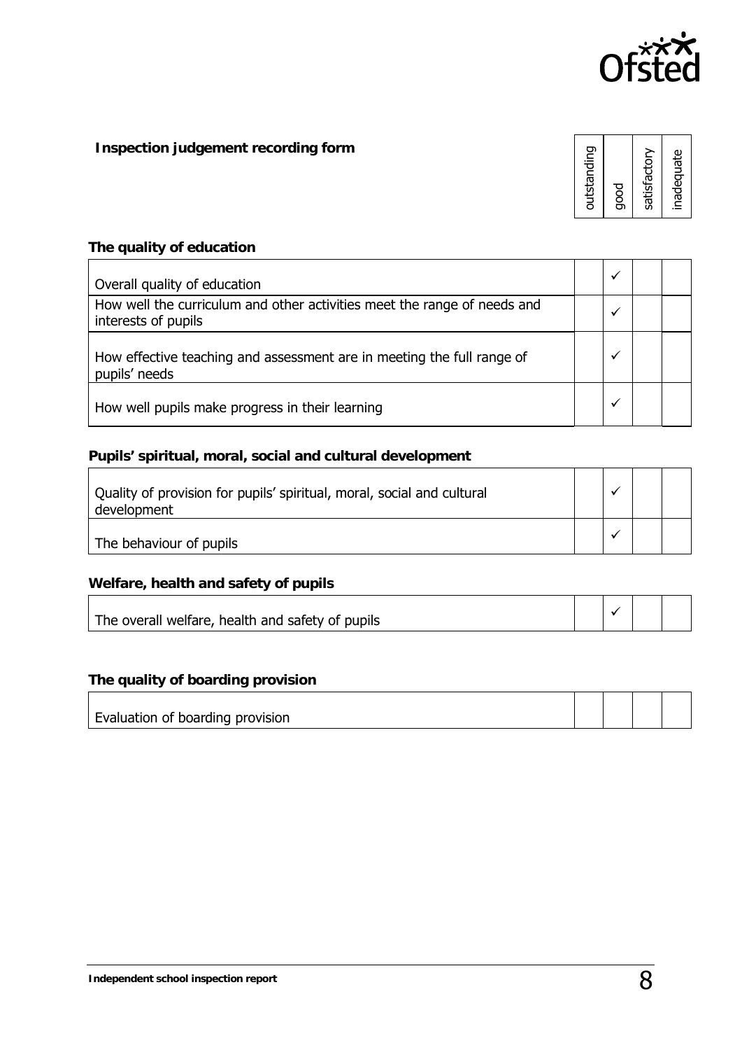## Inspection judgement recording form

### The quality of education

| | outstanding | good | satisfactory | inadequate |
|---|---|---|---|---|
| Overall quality of education | | ✓ | | |
| How well the curriculum and other activities meet the range of needs and interests of pupils | | ✓ | | |
| How effective teaching and assessment are in meeting the full range of pupils' needs | | ✓ | | |
| How well pupils make progress in their learning | | ✓ | | |

### Pupils' spiritual, moral, social and cultural development

| | outstanding | good | satisfactory | inadequate |
|---|---|---|---|---|
| Quality of provision for pupils' spiritual, moral, social and cultural development | | ✓ | | |
| The behaviour of pupils | | ✓ | | |

### Welfare, health and safety of pupils

| | outstanding | good | satisfactory | inadequate |
|---|---|---|---|---|
| The overall welfare, health and safety of pupils | | ✓ | | |

### The quality of boarding provision

| | outstanding | good | satisfactory | inadequate |
|---|---|---|---|---|
| Evaluation of boarding provision | | | | |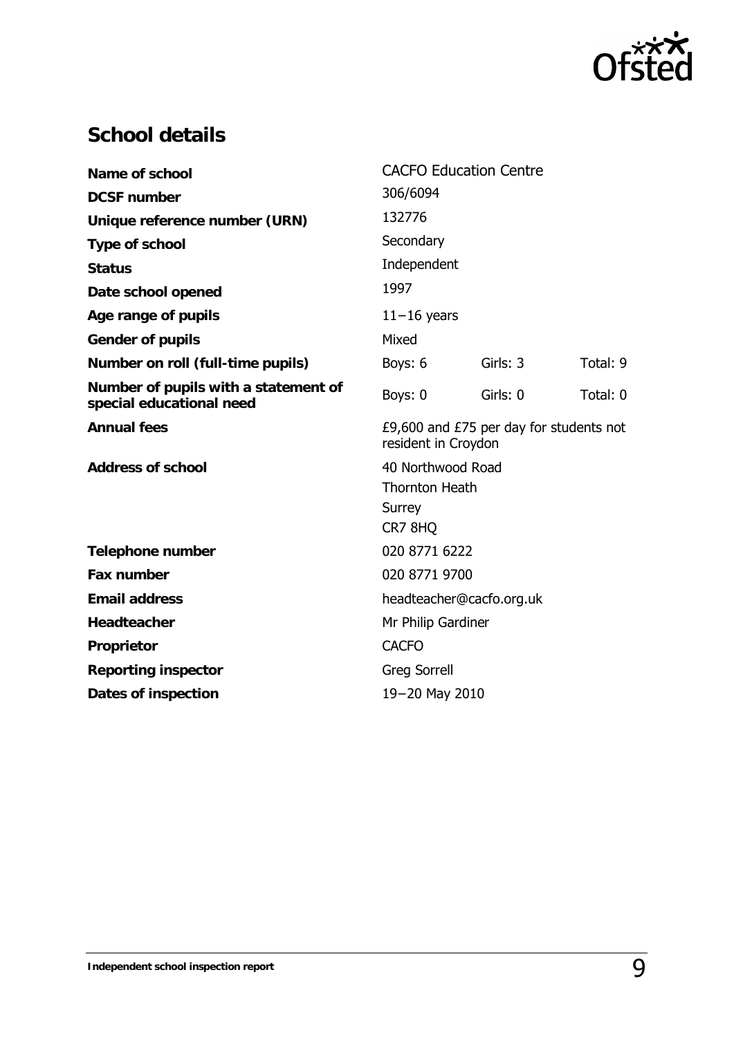## School details

| | | | |
|---|---|---|---|
| **Name of school** | CACFO Education Centre | | |
| **DCSF number** | 306/6094 | | |
| **Unique reference number (URN)** | 132776 | | |
| **Type of school** | Secondary | | |
| **Status** | Independent | | |
| **Date school opened** | 1997 | | |
| **Age range of pupils** | 11–16 years | | |
| **Gender of pupils** | Mixed | | |
| **Number on roll (full-time pupils)** | Boys: 6 | Girls: 3 | Total: 9 |
| **Number of pupils with a statement of special educational need** | Boys: 0 | Girls: 0 | Total: 0 |
| **Annual fees** | £9,600 and £75 per day for students not resident in Croydon | | |
| **Address of school** | 40 Northwood Road<br>Thornton Heath<br>Surrey<br>CR7 8HQ | | |
| **Telephone number** | 020 8771 6222 | | |
| **Fax number** | 020 8771 9700 | | |
| **Email address** | headteacher@cacfo.org.uk | | |
| **Headteacher** | Mr Philip Gardiner | | |
| **Proprietor** | CACFO | | |
| **Reporting inspector** | Greg Sorrell | | |
| **Dates of inspection** | 19–20 May 2010 | | |